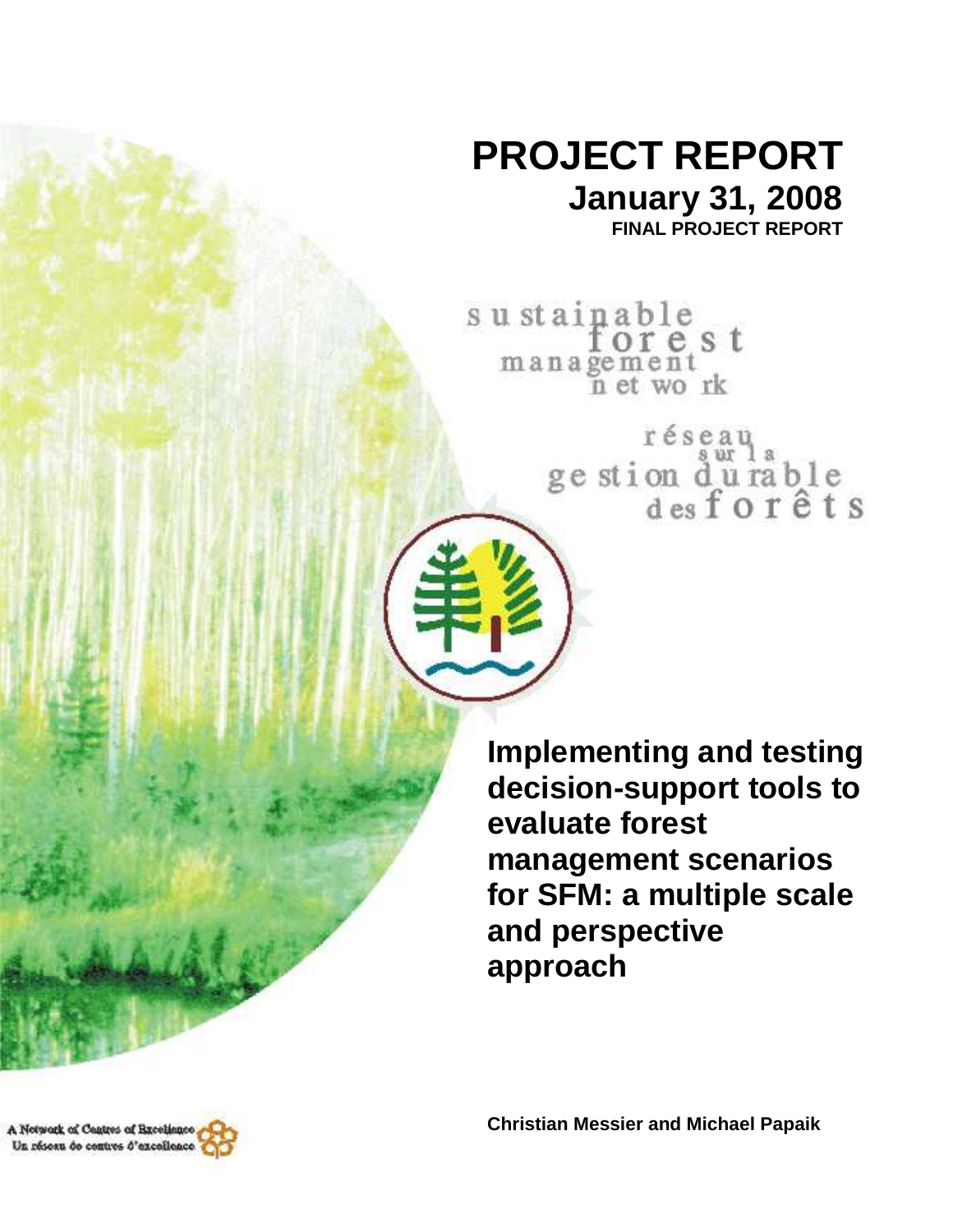# PROJECT REPORT

## January 31, 2008

**FINAL PROJECT REPORT**

sustainable forest management network

réseau sur la gestion durable des forêts

# Implementing and testing decision-support tools to evaluate forest management scenarios for SFM: a multiple scale and perspective approach

**Christian Messier and Michael Papaik**

A Network of Centres of Excellence
Un réseau de centres d'excellence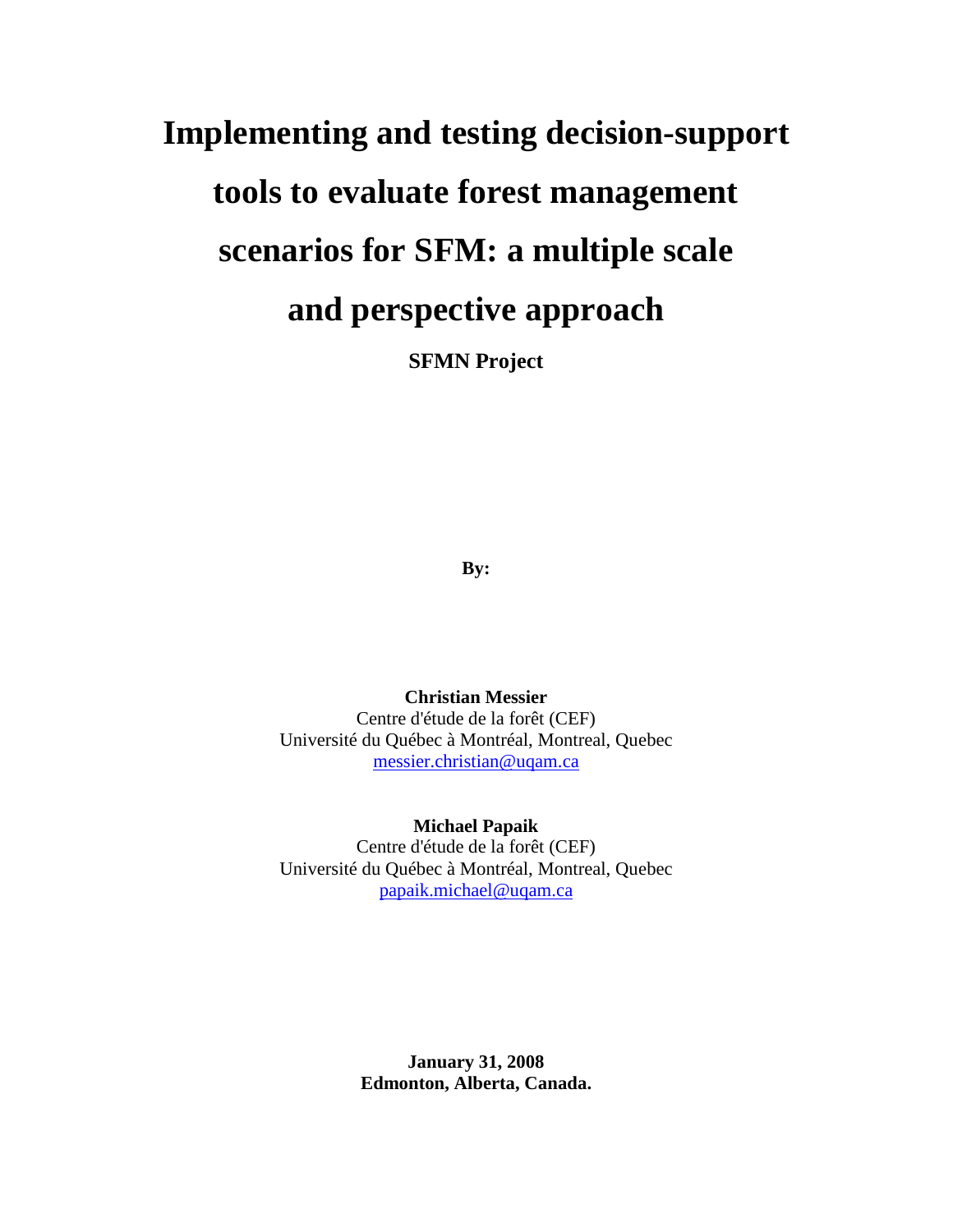# Implementing and testing decision-support tools to evaluate forest management scenarios for SFM: a multiple scale and perspective approach

**SFMN Project**

**By:**

**Christian Messier**
Centre d'étude de la forêt (CEF)
Université du Québec à Montréal, Montreal, Quebec
messier.christian@uqam.ca

**Michael Papaik**
Centre d'étude de la forêt (CEF)
Université du Québec à Montréal, Montreal, Quebec
papaik.michael@uqam.ca

**January 31, 2008**
**Edmonton, Alberta, Canada.**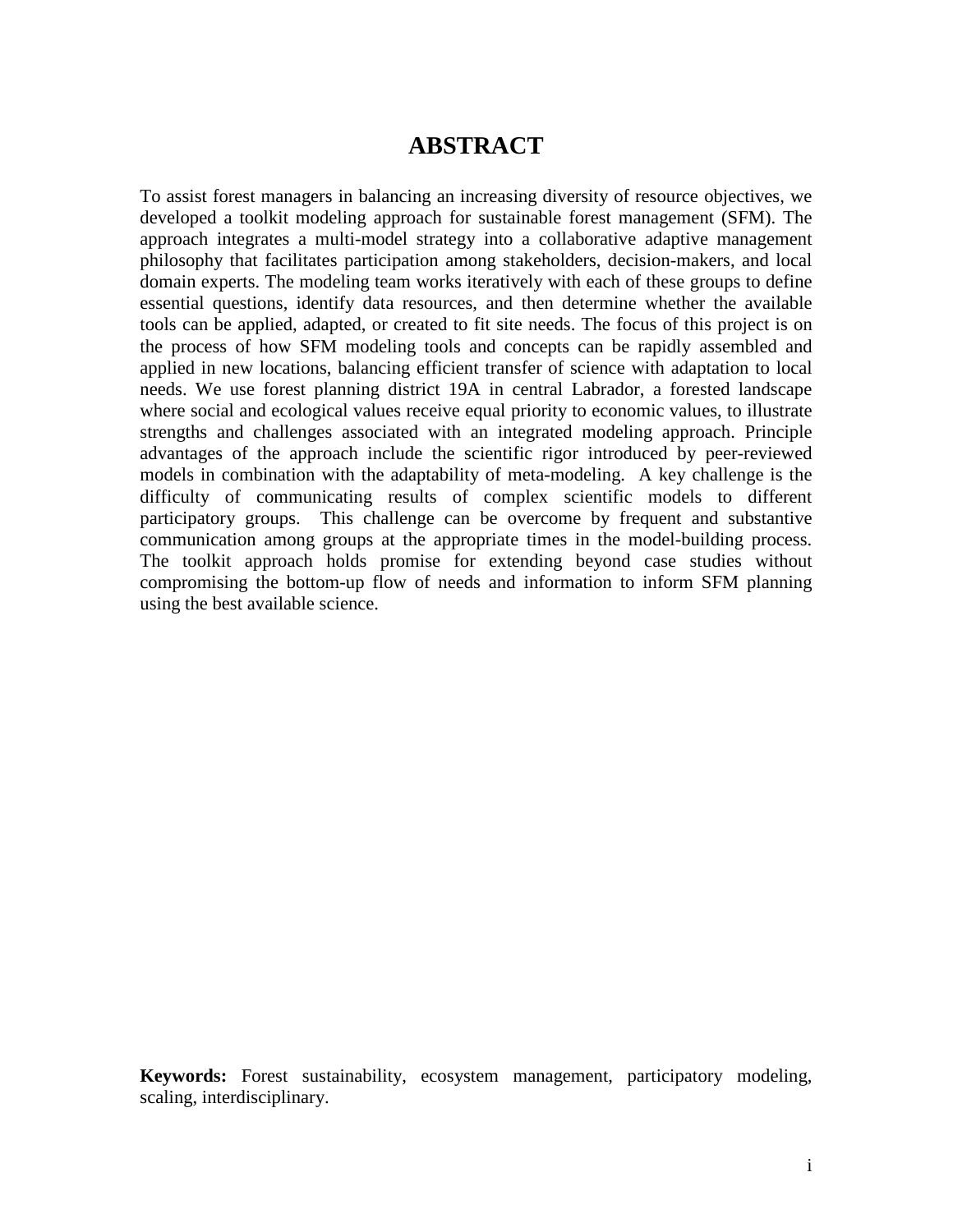# ABSTRACT

To assist forest managers in balancing an increasing diversity of resource objectives, we developed a toolkit modeling approach for sustainable forest management (SFM). The approach integrates a multi-model strategy into a collaborative adaptive management philosophy that facilitates participation among stakeholders, decision-makers, and local domain experts. The modeling team works iteratively with each of these groups to define essential questions, identify data resources, and then determine whether the available tools can be applied, adapted, or created to fit site needs. The focus of this project is on the process of how SFM modeling tools and concepts can be rapidly assembled and applied in new locations, balancing efficient transfer of science with adaptation to local needs. We use forest planning district 19A in central Labrador, a forested landscape where social and ecological values receive equal priority to economic values, to illustrate strengths and challenges associated with an integrated modeling approach. Principle advantages of the approach include the scientific rigor introduced by peer-reviewed models in combination with the adaptability of meta-modeling. A key challenge is the difficulty of communicating results of complex scientific models to different participatory groups. This challenge can be overcome by frequent and substantive communication among groups at the appropriate times in the model-building process. The toolkit approach holds promise for extending beyond case studies without compromising the bottom-up flow of needs and information to inform SFM planning using the best available science.

**Keywords:** Forest sustainability, ecosystem management, participatory modeling, scaling, interdisciplinary.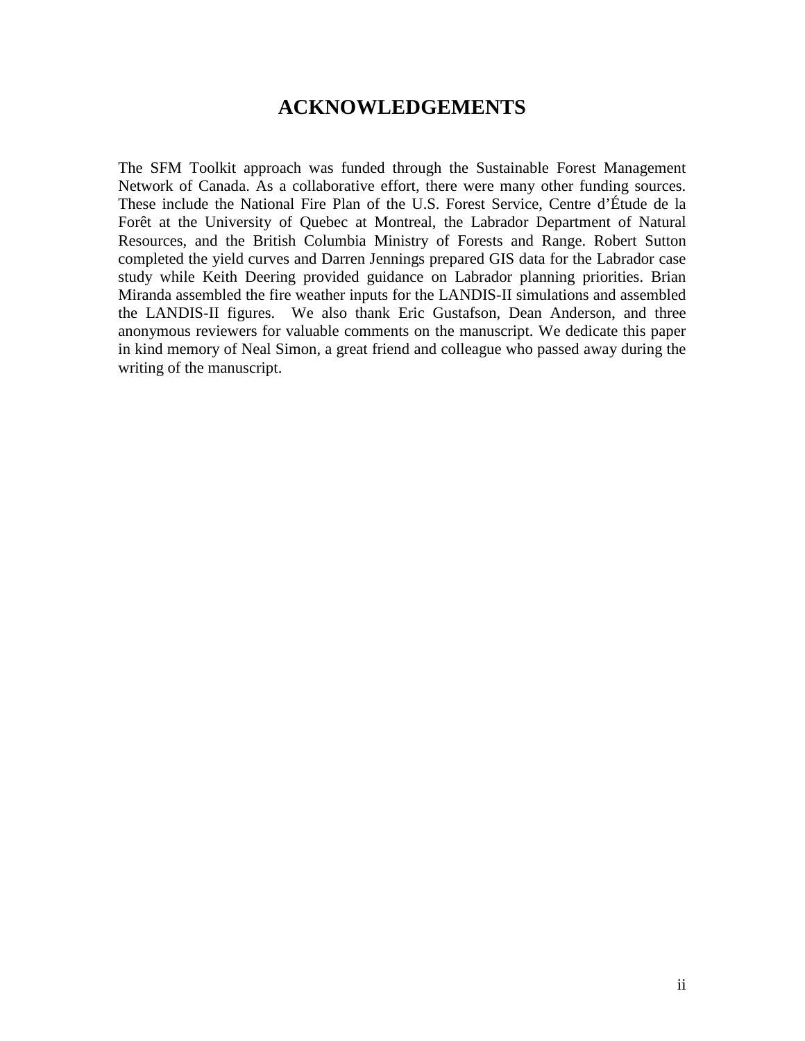# ACKNOWLEDGEMENTS

The SFM Toolkit approach was funded through the Sustainable Forest Management Network of Canada. As a collaborative effort, there were many other funding sources. These include the National Fire Plan of the U.S. Forest Service, Centre d'Étude de la Forêt at the University of Quebec at Montreal, the Labrador Department of Natural Resources, and the British Columbia Ministry of Forests and Range. Robert Sutton completed the yield curves and Darren Jennings prepared GIS data for the Labrador case study while Keith Deering provided guidance on Labrador planning priorities. Brian Miranda assembled the fire weather inputs for the LANDIS-II simulations and assembled the LANDIS-II figures. We also thank Eric Gustafson, Dean Anderson, and three anonymous reviewers for valuable comments on the manuscript. We dedicate this paper in kind memory of Neal Simon, a great friend and colleague who passed away during the writing of the manuscript.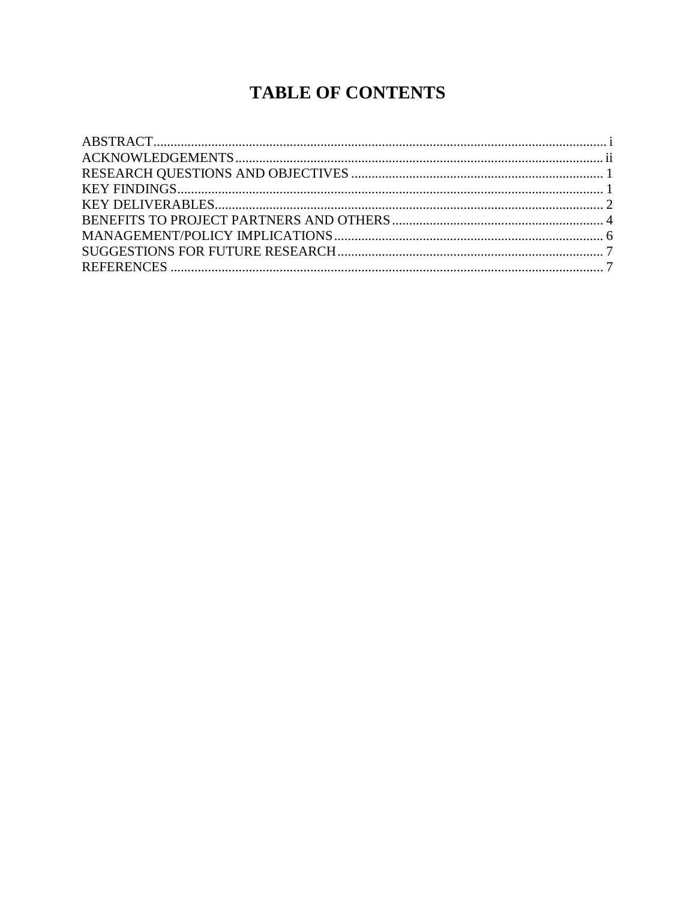# TABLE OF CONTENTS

| | |
|---|---|
| ABSTRACT | i |
| ACKNOWLEDGEMENTS | ii |
| RESEARCH QUESTIONS AND OBJECTIVES | 1 |
| KEY FINDINGS | 1 |
| KEY DELIVERABLES | 2 |
| BENEFITS TO PROJECT PARTNERS AND OTHERS | 4 |
| MANAGEMENT/POLICY IMPLICATIONS | 6 |
| SUGGESTIONS FOR FUTURE RESEARCH | 7 |
| REFERENCES | 7 |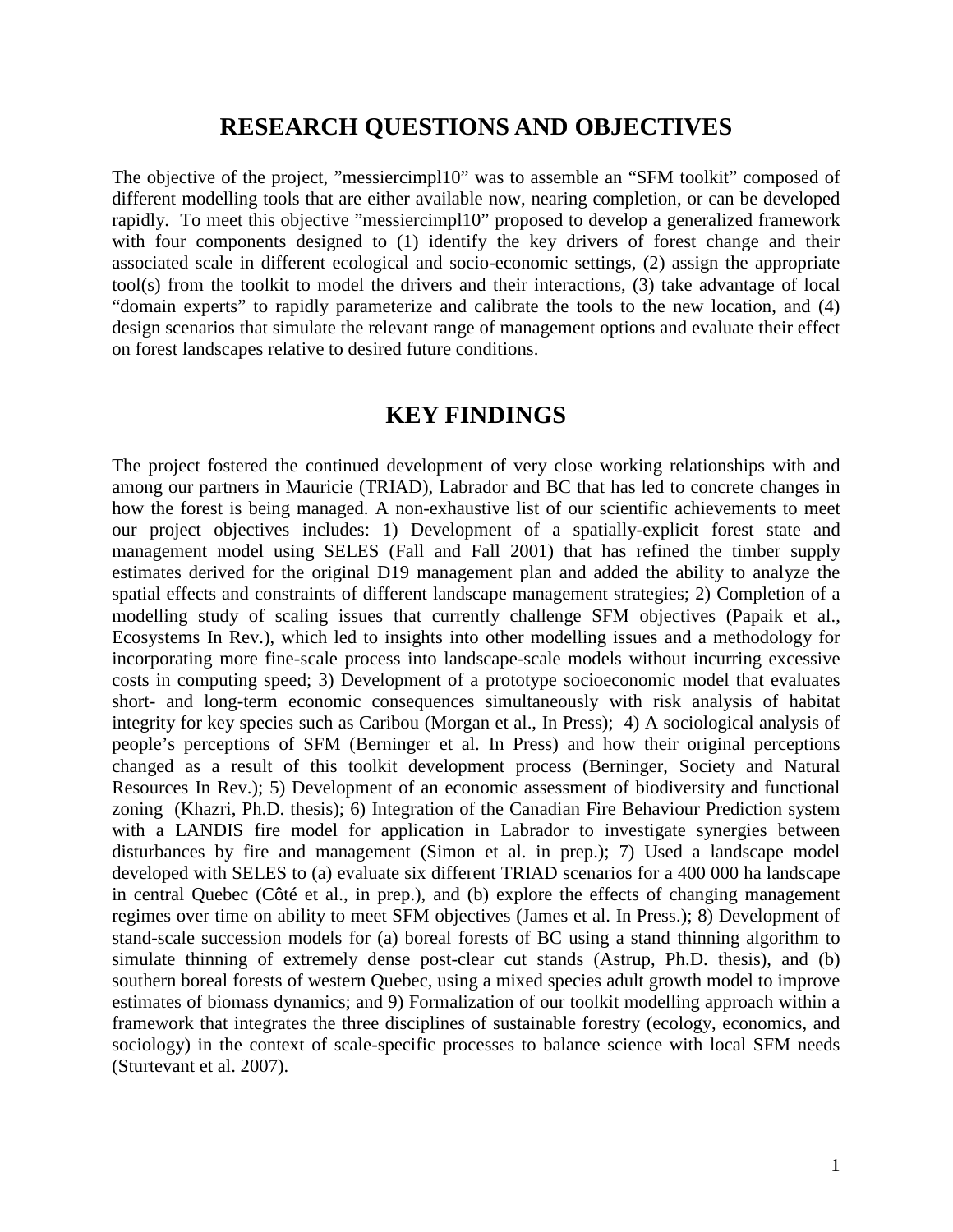# RESEARCH QUESTIONS AND OBJECTIVES

The objective of the project, "messiercimpl10" was to assemble an "SFM toolkit" composed of different modelling tools that are either available now, nearing completion, or can be developed rapidly. To meet this objective "messiercimpl10" proposed to develop a generalized framework with four components designed to (1) identify the key drivers of forest change and their associated scale in different ecological and socio-economic settings, (2) assign the appropriate tool(s) from the toolkit to model the drivers and their interactions, (3) take advantage of local "domain experts" to rapidly parameterize and calibrate the tools to the new location, and (4) design scenarios that simulate the relevant range of management options and evaluate their effect on forest landscapes relative to desired future conditions.

# KEY FINDINGS

The project fostered the continued development of very close working relationships with and among our partners in Mauricie (TRIAD), Labrador and BC that has led to concrete changes in how the forest is being managed. A non-exhaustive list of our scientific achievements to meet our project objectives includes: 1) Development of a spatially-explicit forest state and management model using SELES (Fall and Fall 2001) that has refined the timber supply estimates derived for the original D19 management plan and added the ability to analyze the spatial effects and constraints of different landscape management strategies; 2) Completion of a modelling study of scaling issues that currently challenge SFM objectives (Papaik et al., Ecosystems In Rev.), which led to insights into other modelling issues and a methodology for incorporating more fine-scale process into landscape-scale models without incurring excessive costs in computing speed; 3) Development of a prototype socioeconomic model that evaluates short- and long-term economic consequences simultaneously with risk analysis of habitat integrity for key species such as Caribou (Morgan et al., In Press); 4) A sociological analysis of people's perceptions of SFM (Berninger et al. In Press) and how their original perceptions changed as a result of this toolkit development process (Berninger, Society and Natural Resources In Rev.); 5) Development of an economic assessment of biodiversity and functional zoning (Khazri, Ph.D. thesis); 6) Integration of the Canadian Fire Behaviour Prediction system with a LANDIS fire model for application in Labrador to investigate synergies between disturbances by fire and management (Simon et al. in prep.); 7) Used a landscape model developed with SELES to (a) evaluate six different TRIAD scenarios for a 400 000 ha landscape in central Quebec (Côté et al., in prep.), and (b) explore the effects of changing management regimes over time on ability to meet SFM objectives (James et al. In Press.); 8) Development of stand-scale succession models for (a) boreal forests of BC using a stand thinning algorithm to simulate thinning of extremely dense post-clear cut stands (Astrup, Ph.D. thesis), and (b) southern boreal forests of western Quebec, using a mixed species adult growth model to improve estimates of biomass dynamics; and 9) Formalization of our toolkit modelling approach within a framework that integrates the three disciplines of sustainable forestry (ecology, economics, and sociology) in the context of scale-specific processes to balance science with local SFM needs (Sturtevant et al. 2007).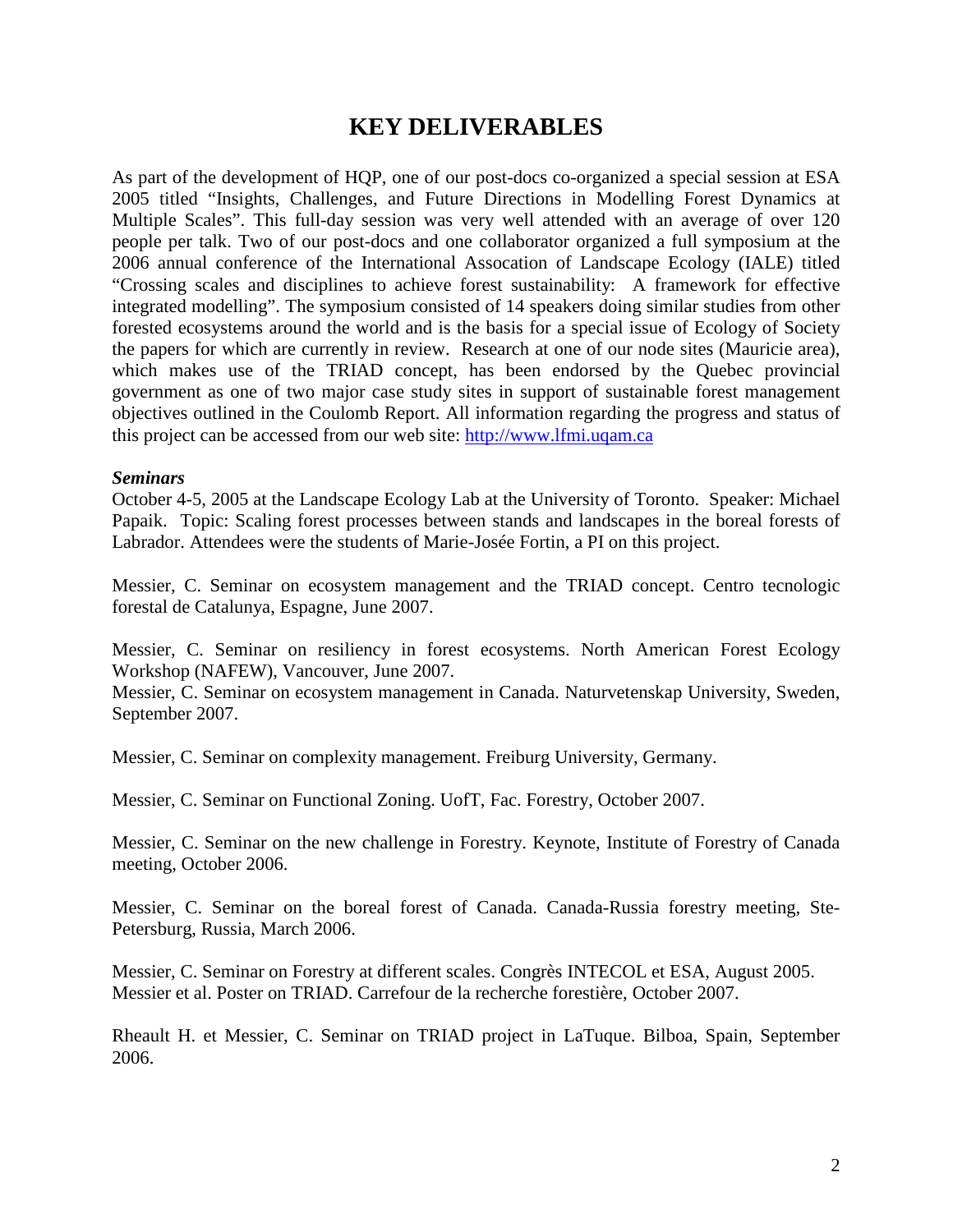# KEY DELIVERABLES

As part of the development of HQP, one of our post-docs co-organized a special session at ESA 2005 titled "Insights, Challenges, and Future Directions in Modelling Forest Dynamics at Multiple Scales". This full-day session was very well attended with an average of over 120 people per talk. Two of our post-docs and one collaborator organized a full symposium at the 2006 annual conference of the International Assocation of Landscape Ecology (IALE) titled "Crossing scales and disciplines to achieve forest sustainability: A framework for effective integrated modelling". The symposium consisted of 14 speakers doing similar studies from other forested ecosystems around the world and is the basis for a special issue of Ecology of Society the papers for which are currently in review. Research at one of our node sites (Mauricie area), which makes use of the TRIAD concept, has been endorsed by the Quebec provincial government as one of two major case study sites in support of sustainable forest management objectives outlined in the Coulomb Report. All information regarding the progress and status of this project can be accessed from our web site: http://www.lfmi.uqam.ca

***Seminars***

October 4-5, 2005 at the Landscape Ecology Lab at the University of Toronto. Speaker: Michael Papaik. Topic: Scaling forest processes between stands and landscapes in the boreal forests of Labrador. Attendees were the students of Marie-Josée Fortin, a PI on this project.

Messier, C. Seminar on ecosystem management and the TRIAD concept. Centro tecnologic forestal de Catalunya, Espagne, June 2007.

Messier, C. Seminar on resiliency in forest ecosystems. North American Forest Ecology Workshop (NAFEW), Vancouver, June 2007.

Messier, C. Seminar on ecosystem management in Canada. Naturvetenskap University, Sweden, September 2007.

Messier, C. Seminar on complexity management. Freiburg University, Germany.

Messier, C. Seminar on Functional Zoning. UofT, Fac. Forestry, October 2007.

Messier, C. Seminar on the new challenge in Forestry. Keynote, Institute of Forestry of Canada meeting, October 2006.

Messier, C. Seminar on the boreal forest of Canada. Canada-Russia forestry meeting, Ste-Petersburg, Russia, March 2006.

Messier, C. Seminar on Forestry at different scales. Congrès INTECOL et ESA, August 2005.

Messier et al. Poster on TRIAD. Carrefour de la recherche forestière, October 2007.

Rheault H. et Messier, C. Seminar on TRIAD project in LaTuque. Bilboa, Spain, September 2006.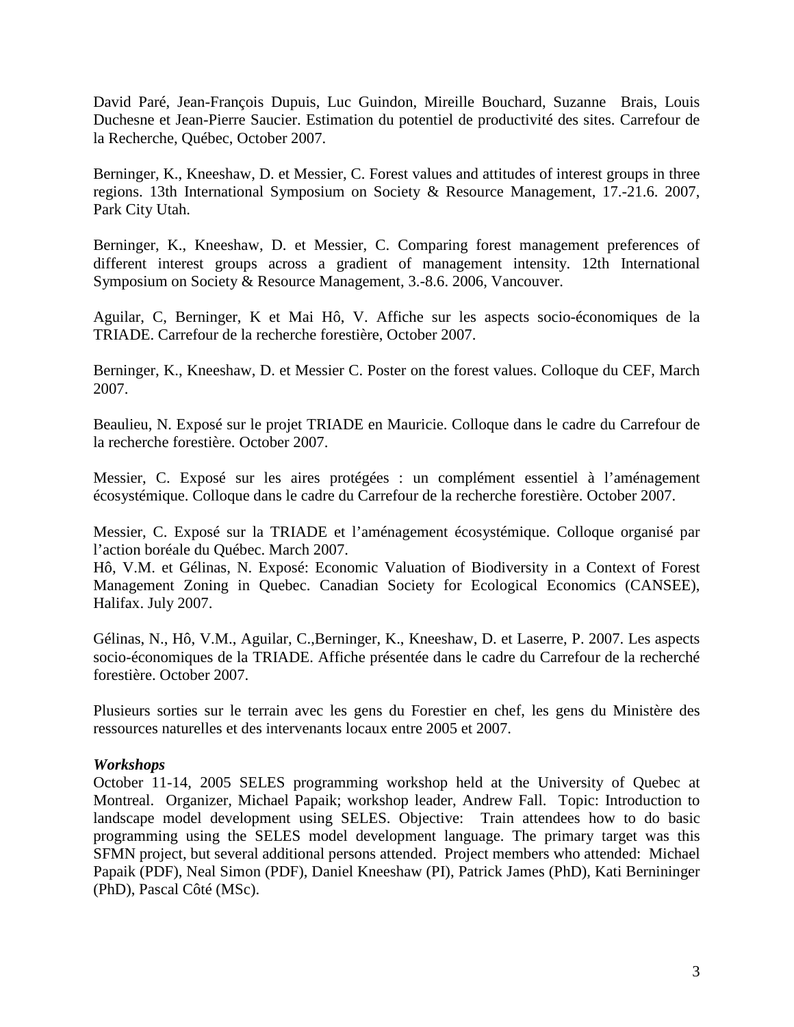David Paré, Jean-François Dupuis, Luc Guindon, Mireille Bouchard, Suzanne  Brais, Louis Duchesne et Jean-Pierre Saucier. Estimation du potentiel de productivité des sites. Carrefour de la Recherche, Québec, October 2007.

Berninger, K., Kneeshaw, D. et Messier, C. Forest values and attitudes of interest groups in three regions. 13th International Symposium on Society & Resource Management, 17.-21.6. 2007, Park City Utah.

Berninger, K., Kneeshaw, D. et Messier, C. Comparing forest management preferences of different interest groups across a gradient of management intensity. 12th International Symposium on Society & Resource Management, 3.-8.6. 2006, Vancouver.

Aguilar, C, Berninger, K et Mai Hô, V. Affiche sur les aspects socio-économiques de la TRIADE. Carrefour de la recherche forestière, October 2007.

Berninger, K., Kneeshaw, D. et Messier C. Poster on the forest values. Colloque du CEF, March 2007.

Beaulieu, N. Exposé sur le projet TRIADE en Mauricie. Colloque dans le cadre du Carrefour de la recherche forestière. October 2007.

Messier, C. Exposé sur les aires protégées : un complément essentiel à l'aménagement écosystémique. Colloque dans le cadre du Carrefour de la recherche forestière. October 2007.

Messier, C. Exposé sur la TRIADE et l'aménagement écosystémique. Colloque organisé par l'action boréale du Québec. March 2007.
Hô, V.M. et Gélinas, N. Exposé: Economic Valuation of Biodiversity in a Context of Forest Management Zoning in Quebec. Canadian Society for Ecological Economics (CANSEE), Halifax. July 2007.

Gélinas, N., Hô, V.M., Aguilar, C.,Berninger, K., Kneeshaw, D. et Laserre, P. 2007. Les aspects socio-économiques de la TRIADE. Affiche présentée dans le cadre du Carrefour de la recherché forestière. October 2007.

Plusieurs sorties sur le terrain avec les gens du Forestier en chef, les gens du Ministère des ressources naturelles et des intervenants locaux entre 2005 et 2007.

***Workshops***
October 11-14, 2005 SELES programming workshop held at the University of Quebec at Montreal.  Organizer, Michael Papaik; workshop leader, Andrew Fall.  Topic: Introduction to landscape model development using SELES. Objective:  Train attendees how to do basic programming using the SELES model development language. The primary target was this SFMN project, but several additional persons attended.  Project members who attended:  Michael Papaik (PDF), Neal Simon (PDF), Daniel Kneeshaw (PI), Patrick James (PhD), Kati Berninger (PhD), Pascal Côté (MSc).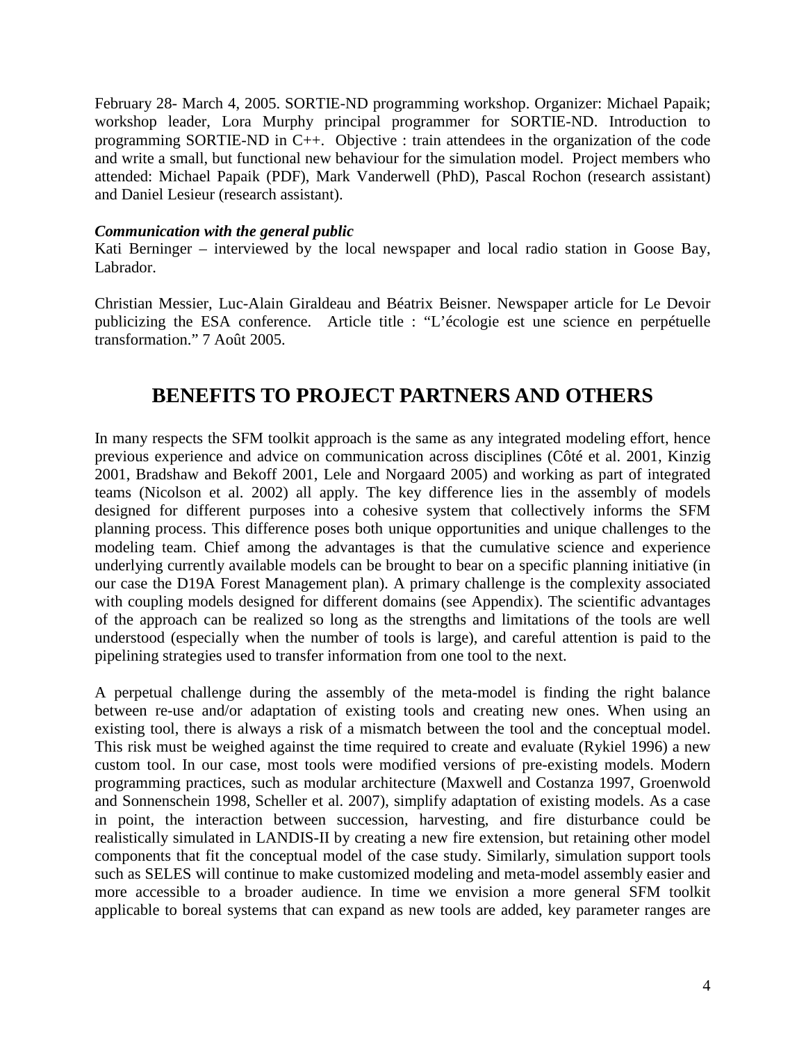February 28- March 4, 2005. SORTIE-ND programming workshop. Organizer: Michael Papaik; workshop leader, Lora Murphy principal programmer for SORTIE-ND. Introduction to programming SORTIE-ND in C++. Objective : train attendees in the organization of the code and write a small, but functional new behaviour for the simulation model. Project members who attended: Michael Papaik (PDF), Mark Vanderwell (PhD), Pascal Rochon (research assistant) and Daniel Lesieur (research assistant).

***Communication with the general public***

Kati Berninger – interviewed by the local newspaper and local radio station in Goose Bay, Labrador.

Christian Messier, Luc-Alain Giraldeau and Béatrix Beisner. Newspaper article for Le Devoir publicizing the ESA conference. Article title : "L'écologie est une science en perpétuelle transformation." 7 Août 2005.

# BENEFITS TO PROJECT PARTNERS AND OTHERS

In many respects the SFM toolkit approach is the same as any integrated modeling effort, hence previous experience and advice on communication across disciplines (Côté et al. 2001, Kinzig 2001, Bradshaw and Bekoff 2001, Lele and Norgaard 2005) and working as part of integrated teams (Nicolson et al. 2002) all apply. The key difference lies in the assembly of models designed for different purposes into a cohesive system that collectively informs the SFM planning process. This difference poses both unique opportunities and unique challenges to the modeling team. Chief among the advantages is that the cumulative science and experience underlying currently available models can be brought to bear on a specific planning initiative (in our case the D19A Forest Management plan). A primary challenge is the complexity associated with coupling models designed for different domains (see Appendix). The scientific advantages of the approach can be realized so long as the strengths and limitations of the tools are well understood (especially when the number of tools is large), and careful attention is paid to the pipelining strategies used to transfer information from one tool to the next.

A perpetual challenge during the assembly of the meta-model is finding the right balance between re-use and/or adaptation of existing tools and creating new ones. When using an existing tool, there is always a risk of a mismatch between the tool and the conceptual model. This risk must be weighed against the time required to create and evaluate (Rykiel 1996) a new custom tool. In our case, most tools were modified versions of pre-existing models. Modern programming practices, such as modular architecture (Maxwell and Costanza 1997, Groenwold and Sonnenschein 1998, Scheller et al. 2007), simplify adaptation of existing models. As a case in point, the interaction between succession, harvesting, and fire disturbance could be realistically simulated in LANDIS-II by creating a new fire extension, but retaining other model components that fit the conceptual model of the case study. Similarly, simulation support tools such as SELES will continue to make customized modeling and meta-model assembly easier and more accessible to a broader audience. In time we envision a more general SFM toolkit applicable to boreal systems that can expand as new tools are added, key parameter ranges are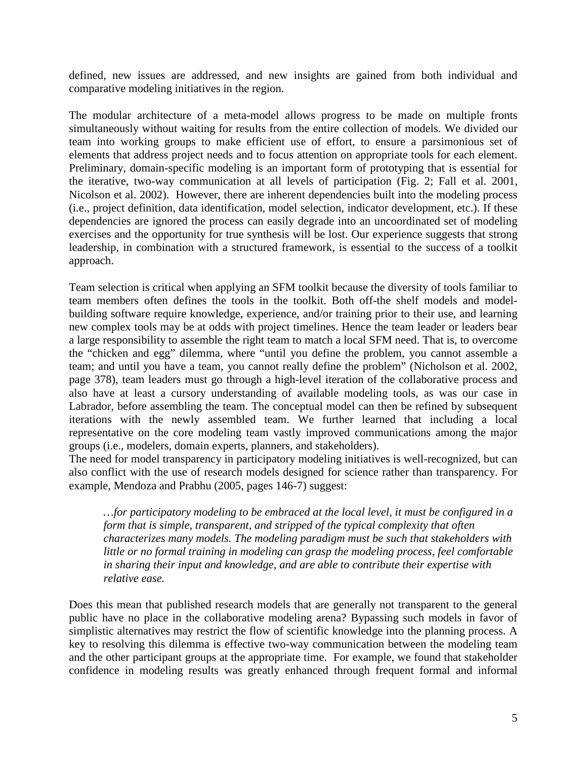defined, new issues are addressed, and new insights are gained from both individual and comparative modeling initiatives in the region.

The modular architecture of a meta-model allows progress to be made on multiple fronts simultaneously without waiting for results from the entire collection of models. We divided our team into working groups to make efficient use of effort, to ensure a parsimonious set of elements that address project needs and to focus attention on appropriate tools for each element. Preliminary, domain-specific modeling is an important form of prototyping that is essential for the iterative, two-way communication at all levels of participation (Fig. 2; Fall et al. 2001, Nicolson et al. 2002). However, there are inherent dependencies built into the modeling process (i.e., project definition, data identification, model selection, indicator development, etc.). If these dependencies are ignored the process can easily degrade into an uncoordinated set of modeling exercises and the opportunity for true synthesis will be lost. Our experience suggests that strong leadership, in combination with a structured framework, is essential to the success of a toolkit approach.

Team selection is critical when applying an SFM toolkit because the diversity of tools familiar to team members often defines the tools in the toolkit. Both off-the shelf models and model-building software require knowledge, experience, and/or training prior to their use, and learning new complex tools may be at odds with project timelines. Hence the team leader or leaders bear a large responsibility to assemble the right team to match a local SFM need. That is, to overcome the "chicken and egg" dilemma, where "until you define the problem, you cannot assemble a team; and until you have a team, you cannot really define the problem" (Nicholson et al. 2002, page 378), team leaders must go through a high-level iteration of the collaborative process and also have at least a cursory understanding of available modeling tools, as was our case in Labrador, before assembling the team. The conceptual model can then be refined by subsequent iterations with the newly assembled team. We further learned that including a local representative on the core modeling team vastly improved communications among the major groups (i.e., modelers, domain experts, planners, and stakeholders).

The need for model transparency in participatory modeling initiatives is well-recognized, but can also conflict with the use of research models designed for science rather than transparency. For example, Mendoza and Prabhu (2005, pages 146-7) suggest:

> *…for participatory modeling to be embraced at the local level, it must be configured in a form that is simple, transparent, and stripped of the typical complexity that often characterizes many models. The modeling paradigm must be such that stakeholders with little or no formal training in modeling can grasp the modeling process, feel comfortable in sharing their input and knowledge, and are able to contribute their expertise with relative ease.*

Does this mean that published research models that are generally not transparent to the general public have no place in the collaborative modeling arena? Bypassing such models in favor of simplistic alternatives may restrict the flow of scientific knowledge into the planning process. A key to resolving this dilemma is effective two-way communication between the modeling team and the other participant groups at the appropriate time. For example, we found that stakeholder confidence in modeling results was greatly enhanced through frequent formal and informal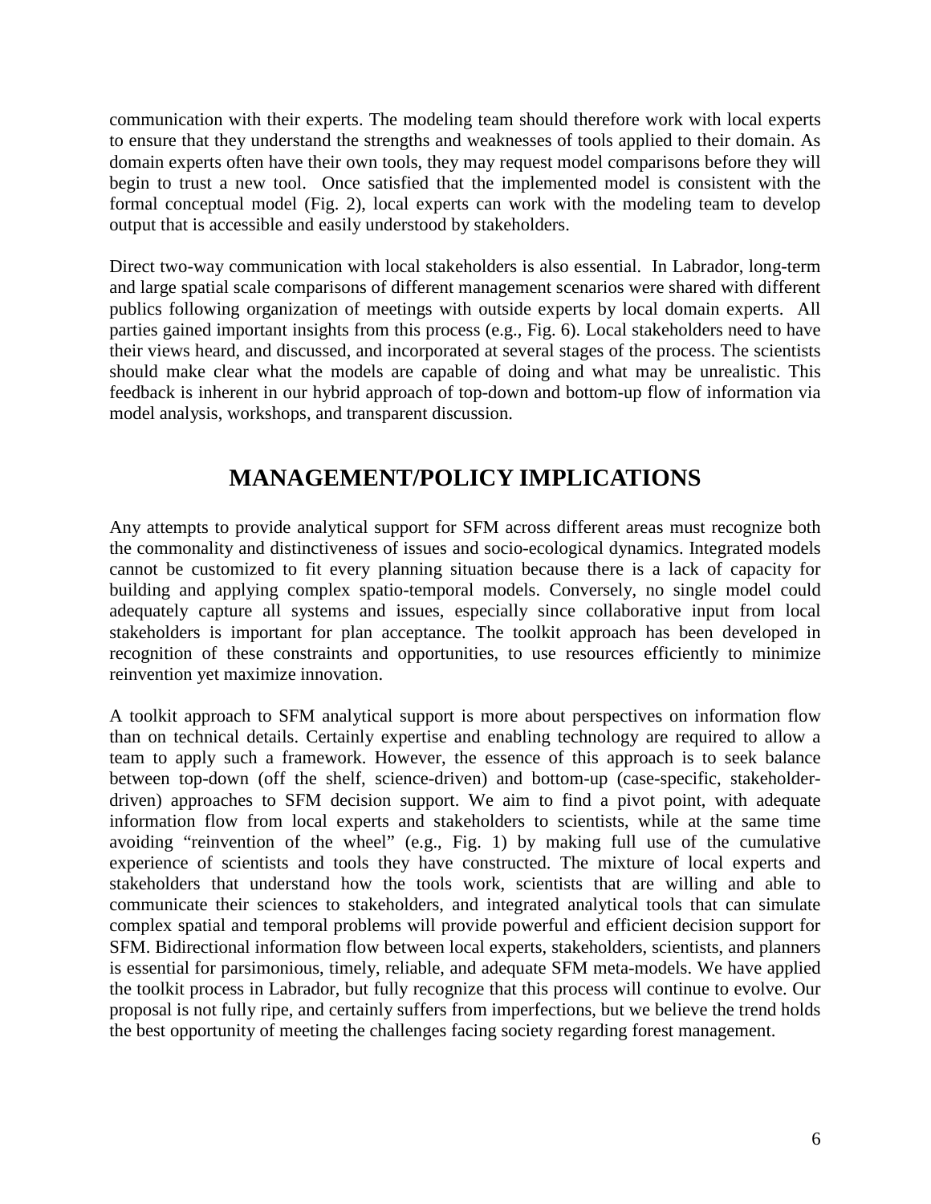communication with their experts. The modeling team should therefore work with local experts to ensure that they understand the strengths and weaknesses of tools applied to their domain. As domain experts often have their own tools, they may request model comparisons before they will begin to trust a new tool. Once satisfied that the implemented model is consistent with the formal conceptual model (Fig. 2), local experts can work with the modeling team to develop output that is accessible and easily understood by stakeholders.

Direct two-way communication with local stakeholders is also essential. In Labrador, long-term and large spatial scale comparisons of different management scenarios were shared with different publics following organization of meetings with outside experts by local domain experts. All parties gained important insights from this process (e.g., Fig. 6). Local stakeholders need to have their views heard, and discussed, and incorporated at several stages of the process. The scientists should make clear what the models are capable of doing and what may be unrealistic. This feedback is inherent in our hybrid approach of top-down and bottom-up flow of information via model analysis, workshops, and transparent discussion.

## MANAGEMENT/POLICY IMPLICATIONS

Any attempts to provide analytical support for SFM across different areas must recognize both the commonality and distinctiveness of issues and socio-ecological dynamics. Integrated models cannot be customized to fit every planning situation because there is a lack of capacity for building and applying complex spatio-temporal models. Conversely, no single model could adequately capture all systems and issues, especially since collaborative input from local stakeholders is important for plan acceptance. The toolkit approach has been developed in recognition of these constraints and opportunities, to use resources efficiently to minimize reinvention yet maximize innovation.

A toolkit approach to SFM analytical support is more about perspectives on information flow than on technical details. Certainly expertise and enabling technology are required to allow a team to apply such a framework. However, the essence of this approach is to seek balance between top-down (off the shelf, science-driven) and bottom-up (case-specific, stakeholder-driven) approaches to SFM decision support. We aim to find a pivot point, with adequate information flow from local experts and stakeholders to scientists, while at the same time avoiding "reinvention of the wheel" (e.g., Fig. 1) by making full use of the cumulative experience of scientists and tools they have constructed. The mixture of local experts and stakeholders that understand how the tools work, scientists that are willing and able to communicate their sciences to stakeholders, and integrated analytical tools that can simulate complex spatial and temporal problems will provide powerful and efficient decision support for SFM. Bidirectional information flow between local experts, stakeholders, scientists, and planners is essential for parsimonious, timely, reliable, and adequate SFM meta-models. We have applied the toolkit process in Labrador, but fully recognize that this process will continue to evolve. Our proposal is not fully ripe, and certainly suffers from imperfections, but we believe the trend holds the best opportunity of meeting the challenges facing society regarding forest management.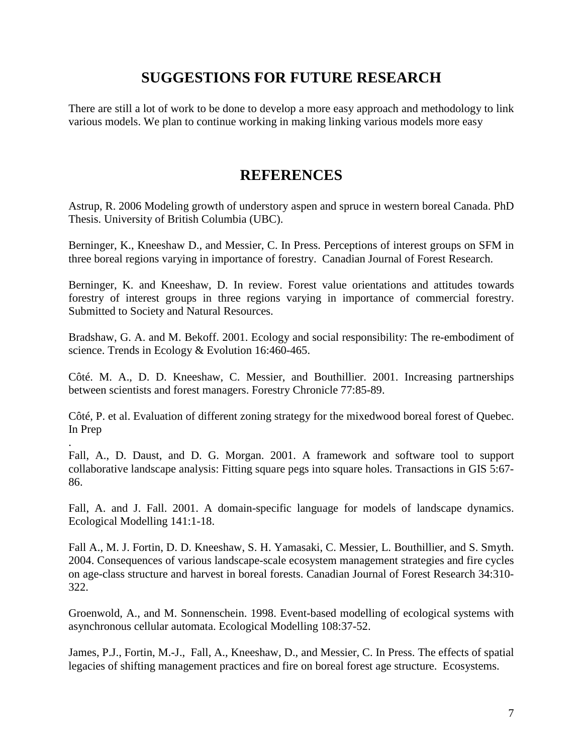## SUGGESTIONS FOR FUTURE RESEARCH

There are still a lot of work to be done to develop a more easy approach and methodology to link various models. We plan to continue working in making linking various models more easy

## REFERENCES

Astrup, R. 2006 Modeling growth of understory aspen and spruce in western boreal Canada. PhD Thesis. University of British Columbia (UBC).

Berninger, K., Kneeshaw D., and Messier, C. In Press. Perceptions of interest groups on SFM in three boreal regions varying in importance of forestry. Canadian Journal of Forest Research.

Berninger, K. and Kneeshaw, D. In review. Forest value orientations and attitudes towards forestry of interest groups in three regions varying in importance of commercial forestry. Submitted to Society and Natural Resources.

Bradshaw, G. A. and M. Bekoff. 2001. Ecology and social responsibility: The re-embodiment of science. Trends in Ecology & Evolution 16:460-465.

Côté. M. A., D. D. Kneeshaw, C. Messier, and Bouthillier. 2001. Increasing partnerships between scientists and forest managers. Forestry Chronicle 77:85-89.

Côté, P. et al. Evaluation of different zoning strategy for the mixedwood boreal forest of Quebec. In Prep

.
Fall, A., D. Daust, and D. G. Morgan. 2001. A framework and software tool to support collaborative landscape analysis: Fitting square pegs into square holes. Transactions in GIS 5:67-86.

Fall, A. and J. Fall. 2001. A domain-specific language for models of landscape dynamics. Ecological Modelling 141:1-18.

Fall A., M. J. Fortin, D. D. Kneeshaw, S. H. Yamasaki, C. Messier, L. Bouthillier, and S. Smyth. 2004. Consequences of various landscape-scale ecosystem management strategies and fire cycles on age-class structure and harvest in boreal forests. Canadian Journal of Forest Research 34:310-322.

Groenwold, A., and M. Sonnenschein. 1998. Event-based modelling of ecological systems with asynchronous cellular automata. Ecological Modelling 108:37-52.

James, P.J., Fortin, M.-J., Fall, A., Kneeshaw, D., and Messier, C. In Press. The effects of spatial legacies of shifting management practices and fire on boreal forest age structure. Ecosystems.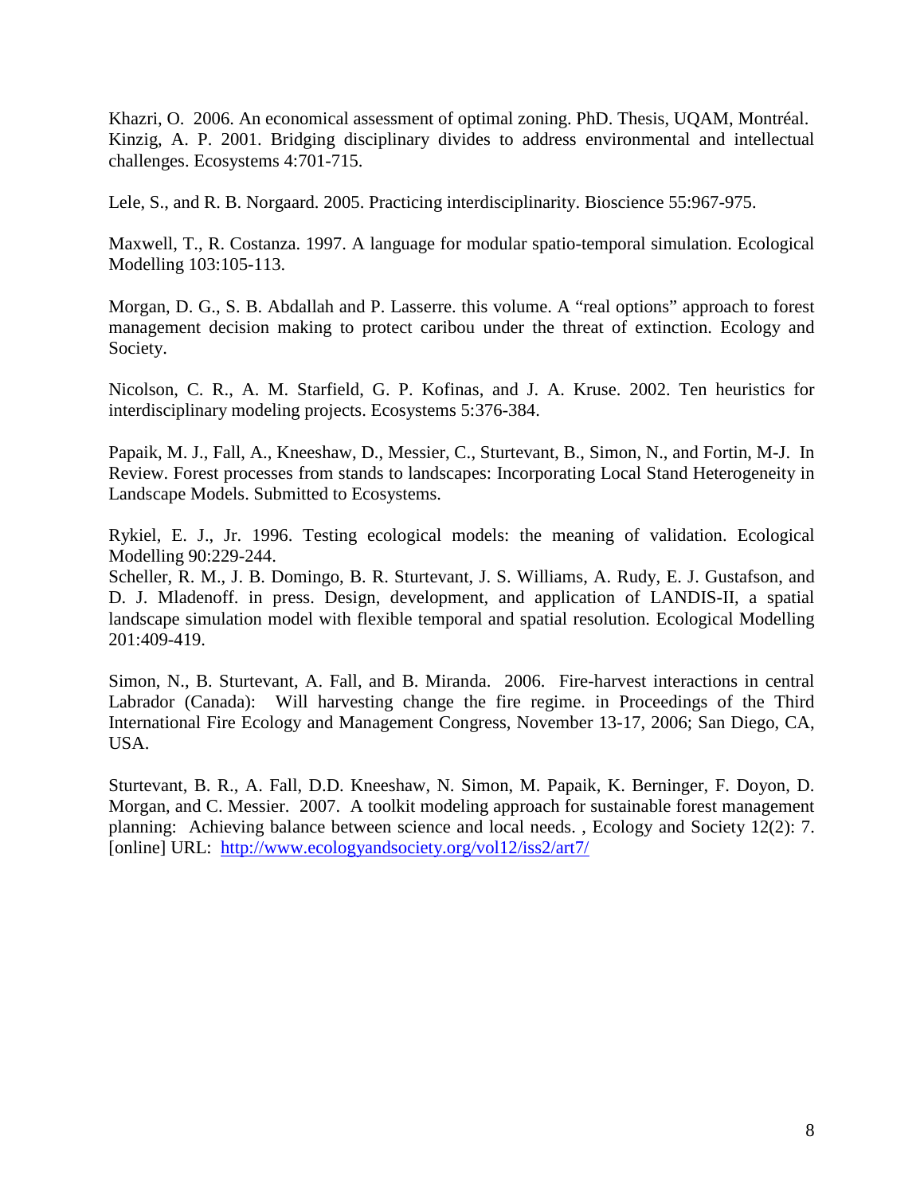Khazri, O. 2006. An economical assessment of optimal zoning. PhD. Thesis, UQAM, Montréal.
Kinzig, A. P. 2001. Bridging disciplinary divides to address environmental and intellectual challenges. Ecosystems 4:701-715.

Lele, S., and R. B. Norgaard. 2005. Practicing interdisciplinarity. Bioscience 55:967-975.

Maxwell, T., R. Costanza. 1997. A language for modular spatio-temporal simulation. Ecological Modelling 103:105-113.

Morgan, D. G., S. B. Abdallah and P. Lasserre. this volume. A "real options" approach to forest management decision making to protect caribou under the threat of extinction. Ecology and Society.

Nicolson, C. R., A. M. Starfield, G. P. Kofinas, and J. A. Kruse. 2002. Ten heuristics for interdisciplinary modeling projects. Ecosystems 5:376-384.

Papaik, M. J., Fall, A., Kneeshaw, D., Messier, C., Sturtevant, B., Simon, N., and Fortin, M-J. In Review. Forest processes from stands to landscapes: Incorporating Local Stand Heterogeneity in Landscape Models. Submitted to Ecosystems.

Rykiel, E. J., Jr. 1996. Testing ecological models: the meaning of validation. Ecological Modelling 90:229-244.
Scheller, R. M., J. B. Domingo, B. R. Sturtevant, J. S. Williams, A. Rudy, E. J. Gustafson, and D. J. Mladenoff. in press. Design, development, and application of LANDIS-II, a spatial landscape simulation model with flexible temporal and spatial resolution. Ecological Modelling 201:409-419.

Simon, N., B. Sturtevant, A. Fall, and B. Miranda. 2006. Fire-harvest interactions in central Labrador (Canada): Will harvesting change the fire regime. in Proceedings of the Third International Fire Ecology and Management Congress, November 13-17, 2006; San Diego, CA, USA.

Sturtevant, B. R., A. Fall, D.D. Kneeshaw, N. Simon, M. Papaik, K. Berninger, F. Doyon, D. Morgan, and C. Messier. 2007. A toolkit modeling approach for sustainable forest management planning: Achieving balance between science and local needs. , Ecology and Society 12(2): 7. [online] URL: http://www.ecologyandsociety.org/vol12/iss2/art7/